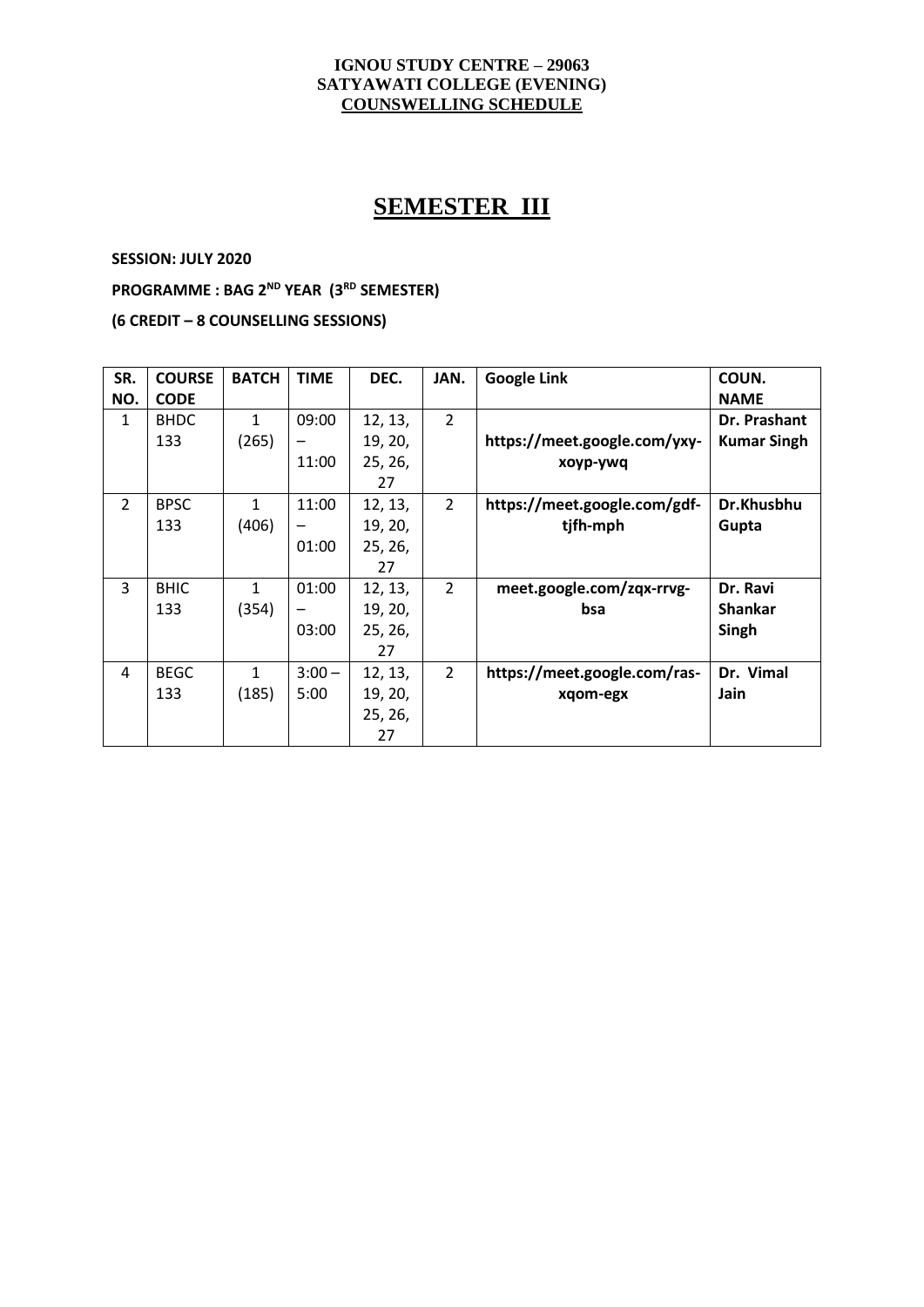**IGNOU STUDY CENTRE – 29063**
**SATYAWATI COLLEGE (EVENING)**
**COUNSWELLING SCHEDULE**

# SEMESTER III

**SESSION: JULY 2020**

**PROGRAMME : BAG 2ND YEAR (3RD SEMESTER)**

**(6 CREDIT – 8 COUNSELLING SESSIONS)**

| SR. NO. | COURSE CODE | BATCH | TIME | DEC. | JAN. | Google Link | COUN. NAME |
|---|---|---|---|---|---|---|---|
| 1 | BHDC 133 | 1 (265) | 09:00 – 11:00 | 12, 13, 19, 20, 25, 26, 27 | 2 | **https://meet.google.com/yxy-xoyp-ywq** | **Dr. Prashant Kumar Singh** |
| 2 | BPSC 133 | 1 (406) | 11:00 – 01:00 | 12, 13, 19, 20, 25, 26, 27 | 2 | **https://meet.google.com/gdf-tjfh-mph** | **Dr.Khusbhu Gupta** |
| 3 | BHIC 133 | 1 (354) | 01:00 – 03:00 | 12, 13, 19, 20, 25, 26, 27 | 2 | **meet.google.com/zqx-rrvg-bsa** | **Dr. Ravi Shankar Singh** |
| 4 | BEGC 133 | 1 (185) | 3:00 – 5:00 | 12, 13, 19, 20, 25, 26, 27 | 2 | **https://meet.google.com/ras-xqom-egx** | **Dr. Vimal Jain** |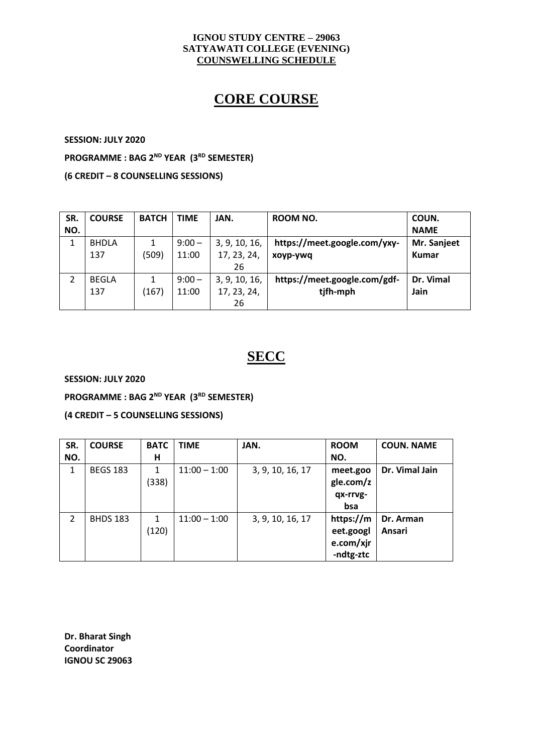**IGNOU STUDY CENTRE – 29063**
**SATYAWATI COLLEGE (EVENING)**
**COUNSWELLING SCHEDULE**

# CORE COURSE

**SESSION: JULY 2020**

**PROGRAMME : BAG 2ND YEAR (3RD SEMESTER)**

**(6 CREDIT – 8 COUNSELLING SESSIONS)**

| SR. NO. | COURSE | BATCH | TIME | JAN. | ROOM NO. | COUN. NAME |
|---|---|---|---|---|---|---|
| 1 | BHDLA 137 | 1 (509) | 9:00 – 11:00 | 3, 9, 10, 16, 17, 23, 24, 26 | **https://meet.google.com/yxy-xoyp-ywq** | **Mr. Sanjeet Kumar** |
| 2 | BEGLA 137 | 1 (167) | 9:00 – 11:00 | 3, 9, 10, 16, 17, 23, 24, 26 | **https://meet.google.com/gdf-tjfh-mph** | **Dr. Vimal Jain** |

# SECC

**SESSION: JULY 2020**

**PROGRAMME : BAG 2ND YEAR (3RD SEMESTER)**

**(4 CREDIT – 5 COUNSELLING SESSIONS)**

| SR. NO. | COURSE | BATCH | TIME | JAN. | ROOM NO. | COUN. NAME |
|---|---|---|---|---|---|---|
| 1 | BEGS 183 | 1 (338) | 11:00 – 1:00 | 3, 9, 10, 16, 17 | **meet.google.com/zqx-rrvg-bsa** | **Dr. Vimal Jain** |
| 2 | BHDS 183 | 1 (120) | 11:00 – 1:00 | 3, 9, 10, 16, 17 | **https://meet.google.com/xjr-ndtg-ztc** | **Dr. Arman Ansari** |

**Dr. Bharat Singh**
**Coordinator**
**IGNOU SC 29063**